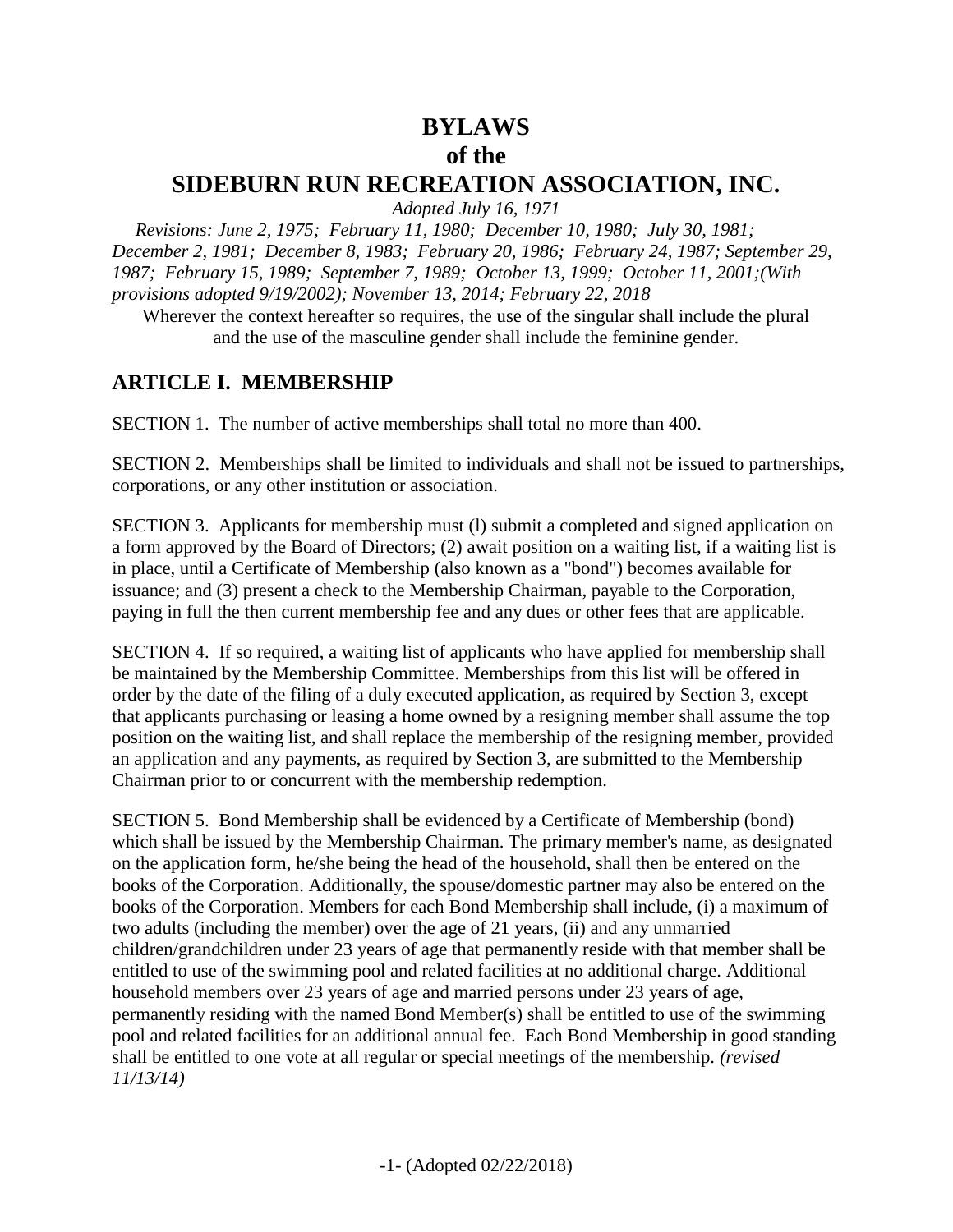# BYLAWS
# of the
# SIDEBURN RUN RECREATION ASSOCIATION, INC.

*Adopted July 16, 1971*

*Revisions: June 2, 1975; February 11, 1980; December 10, 1980; July 30, 1981; December 2, 1981; December 8, 1983; February 20, 1986; February 24, 1987; September 29, 1987; February 15, 1989; September 7, 1989; October 13, 1999; October 11, 2001;(With provisions adopted 9/19/2002); November 13, 2014; February 22, 2018*

Wherever the context hereafter so requires, the use of the singular shall include the plural and the use of the masculine gender shall include the feminine gender.

## ARTICLE I. MEMBERSHIP

SECTION 1. The number of active memberships shall total no more than 400.

SECTION 2. Memberships shall be limited to individuals and shall not be issued to partnerships, corporations, or any other institution or association.

SECTION 3. Applicants for membership must (l) submit a completed and signed application on a form approved by the Board of Directors; (2) await position on a waiting list, if a waiting list is in place, until a Certificate of Membership (also known as a "bond") becomes available for issuance; and (3) present a check to the Membership Chairman, payable to the Corporation, paying in full the then current membership fee and any dues or other fees that are applicable.

SECTION 4. If so required, a waiting list of applicants who have applied for membership shall be maintained by the Membership Committee. Memberships from this list will be offered in order by the date of the filing of a duly executed application, as required by Section 3, except that applicants purchasing or leasing a home owned by a resigning member shall assume the top position on the waiting list, and shall replace the membership of the resigning member, provided an application and any payments, as required by Section 3, are submitted to the Membership Chairman prior to or concurrent with the membership redemption.

SECTION 5. Bond Membership shall be evidenced by a Certificate of Membership (bond) which shall be issued by the Membership Chairman. The primary member's name, as designated on the application form, he/she being the head of the household, shall then be entered on the books of the Corporation. Additionally, the spouse/domestic partner may also be entered on the books of the Corporation. Members for each Bond Membership shall include, (i) a maximum of two adults (including the member) over the age of 21 years, (ii) and any unmarried children/grandchildren under 23 years of age that permanently reside with that member shall be entitled to use of the swimming pool and related facilities at no additional charge. Additional household members over 23 years of age and married persons under 23 years of age, permanently residing with the named Bond Member(s) shall be entitled to use of the swimming pool and related facilities for an additional annual fee. Each Bond Membership in good standing shall be entitled to one vote at all regular or special meetings of the membership. *(revised 11/13/14)*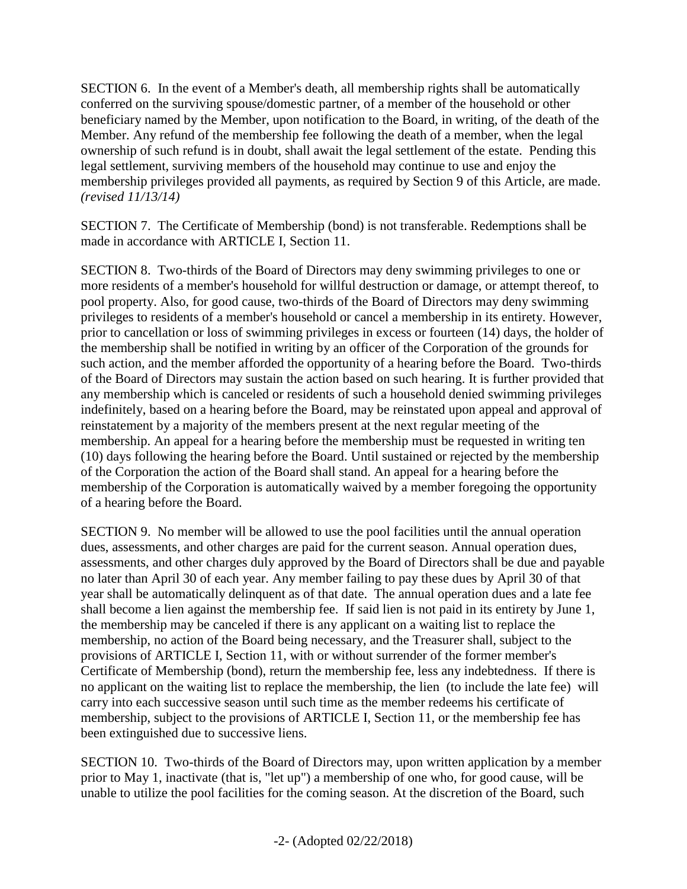SECTION 6. In the event of a Member's death, all membership rights shall be automatically conferred on the surviving spouse/domestic partner, of a member of the household or other beneficiary named by the Member, upon notification to the Board, in writing, of the death of the Member. Any refund of the membership fee following the death of a member, when the legal ownership of such refund is in doubt, shall await the legal settlement of the estate. Pending this legal settlement, surviving members of the household may continue to use and enjoy the membership privileges provided all payments, as required by Section 9 of this Article, are made. *(revised 11/13/14)*

SECTION 7. The Certificate of Membership (bond) is not transferable. Redemptions shall be made in accordance with ARTICLE I, Section 11.

SECTION 8. Two-thirds of the Board of Directors may deny swimming privileges to one or more residents of a member's household for willful destruction or damage, or attempt thereof, to pool property. Also, for good cause, two-thirds of the Board of Directors may deny swimming privileges to residents of a member's household or cancel a membership in its entirety. However, prior to cancellation or loss of swimming privileges in excess or fourteen (14) days, the holder of the membership shall be notified in writing by an officer of the Corporation of the grounds for such action, and the member afforded the opportunity of a hearing before the Board. Two-thirds of the Board of Directors may sustain the action based on such hearing. It is further provided that any membership which is canceled or residents of such a household denied swimming privileges indefinitely, based on a hearing before the Board, may be reinstated upon appeal and approval of reinstatement by a majority of the members present at the next regular meeting of the membership. An appeal for a hearing before the membership must be requested in writing ten (10) days following the hearing before the Board. Until sustained or rejected by the membership of the Corporation the action of the Board shall stand. An appeal for a hearing before the membership of the Corporation is automatically waived by a member foregoing the opportunity of a hearing before the Board.

SECTION 9. No member will be allowed to use the pool facilities until the annual operation dues, assessments, and other charges are paid for the current season. Annual operation dues, assessments, and other charges duly approved by the Board of Directors shall be due and payable no later than April 30 of each year. Any member failing to pay these dues by April 30 of that year shall be automatically delinquent as of that date. The annual operation dues and a late fee shall become a lien against the membership fee. If said lien is not paid in its entirety by June 1, the membership may be canceled if there is any applicant on a waiting list to replace the membership, no action of the Board being necessary, and the Treasurer shall, subject to the provisions of ARTICLE I, Section 11, with or without surrender of the former member's Certificate of Membership (bond), return the membership fee, less any indebtedness. If there is no applicant on the waiting list to replace the membership, the lien (to include the late fee) will carry into each successive season until such time as the member redeems his certificate of membership, subject to the provisions of ARTICLE I, Section 11, or the membership fee has been extinguished due to successive liens.

SECTION 10. Two-thirds of the Board of Directors may, upon written application by a member prior to May 1, inactivate (that is, "let up") a membership of one who, for good cause, will be unable to utilize the pool facilities for the coming season. At the discretion of the Board, such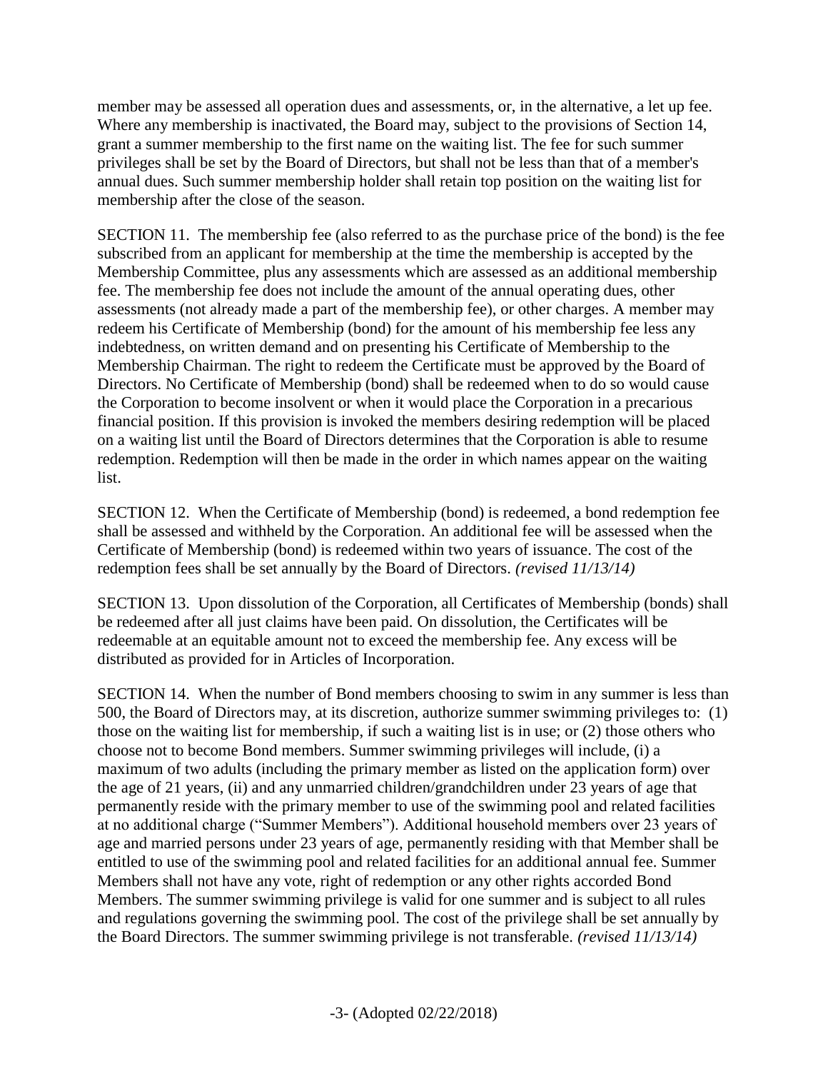member may be assessed all operation dues and assessments, or, in the alternative, a let up fee. Where any membership is inactivated, the Board may, subject to the provisions of Section 14, grant a summer membership to the first name on the waiting list. The fee for such summer privileges shall be set by the Board of Directors, but shall not be less than that of a member's annual dues. Such summer membership holder shall retain top position on the waiting list for membership after the close of the season.

SECTION 11. The membership fee (also referred to as the purchase price of the bond) is the fee subscribed from an applicant for membership at the time the membership is accepted by the Membership Committee, plus any assessments which are assessed as an additional membership fee. The membership fee does not include the amount of the annual operating dues, other assessments (not already made a part of the membership fee), or other charges. A member may redeem his Certificate of Membership (bond) for the amount of his membership fee less any indebtedness, on written demand and on presenting his Certificate of Membership to the Membership Chairman. The right to redeem the Certificate must be approved by the Board of Directors. No Certificate of Membership (bond) shall be redeemed when to do so would cause the Corporation to become insolvent or when it would place the Corporation in a precarious financial position. If this provision is invoked the members desiring redemption will be placed on a waiting list until the Board of Directors determines that the Corporation is able to resume redemption. Redemption will then be made in the order in which names appear on the waiting list.

SECTION 12. When the Certificate of Membership (bond) is redeemed, a bond redemption fee shall be assessed and withheld by the Corporation. An additional fee will be assessed when the Certificate of Membership (bond) is redeemed within two years of issuance. The cost of the redemption fees shall be set annually by the Board of Directors. *(revised 11/13/14)*

SECTION 13. Upon dissolution of the Corporation, all Certificates of Membership (bonds) shall be redeemed after all just claims have been paid. On dissolution, the Certificates will be redeemable at an equitable amount not to exceed the membership fee. Any excess will be distributed as provided for in Articles of Incorporation.

SECTION 14. When the number of Bond members choosing to swim in any summer is less than 500, the Board of Directors may, at its discretion, authorize summer swimming privileges to: (1) those on the waiting list for membership, if such a waiting list is in use; or (2) those others who choose not to become Bond members. Summer swimming privileges will include, (i) a maximum of two adults (including the primary member as listed on the application form) over the age of 21 years, (ii) and any unmarried children/grandchildren under 23 years of age that permanently reside with the primary member to use of the swimming pool and related facilities at no additional charge ("Summer Members"). Additional household members over 23 years of age and married persons under 23 years of age, permanently residing with that Member shall be entitled to use of the swimming pool and related facilities for an additional annual fee. Summer Members shall not have any vote, right of redemption or any other rights accorded Bond Members. The summer swimming privilege is valid for one summer and is subject to all rules and regulations governing the swimming pool. The cost of the privilege shall be set annually by the Board Directors. The summer swimming privilege is not transferable. *(revised 11/13/14)*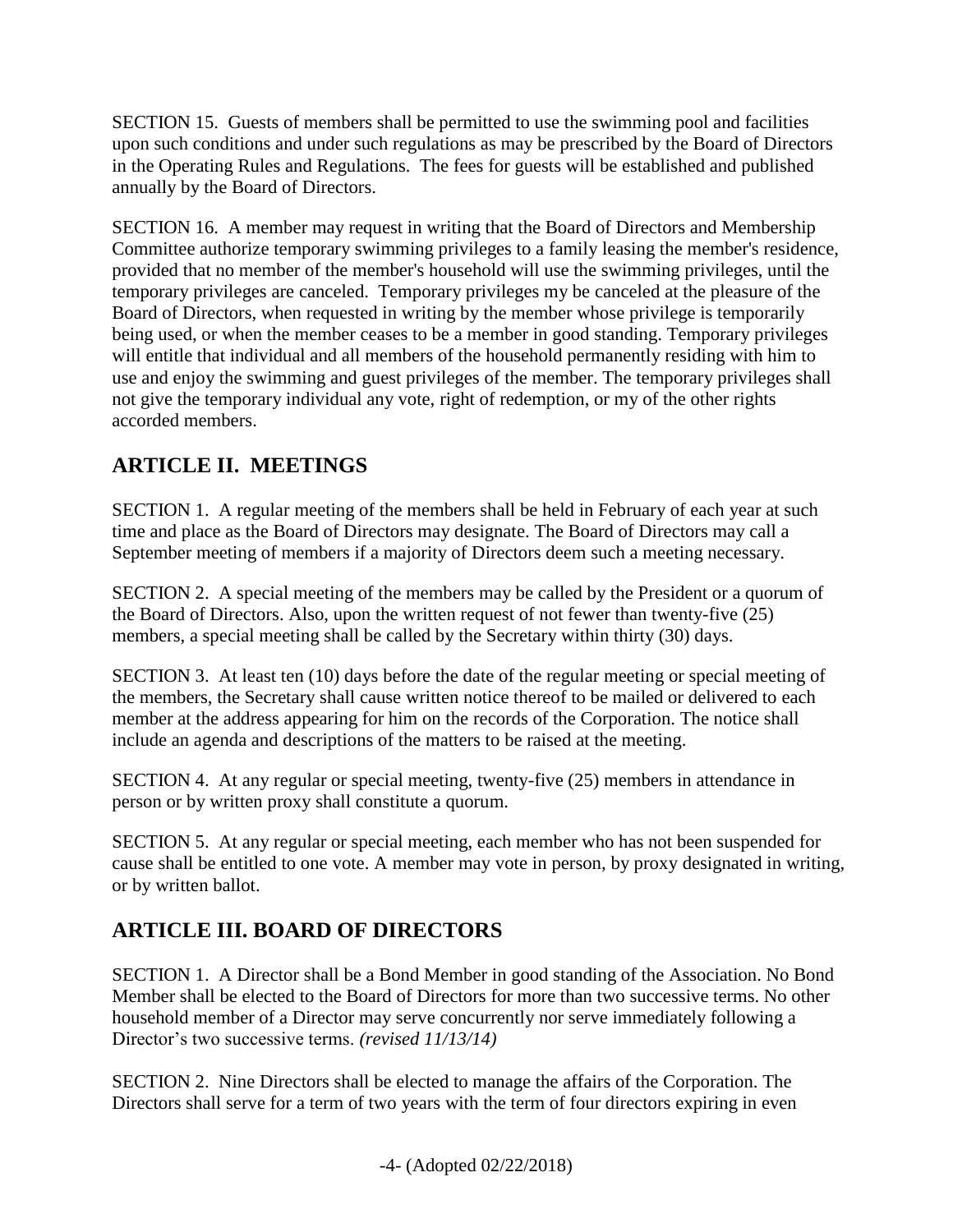SECTION 15. Guests of members shall be permitted to use the swimming pool and facilities upon such conditions and under such regulations as may be prescribed by the Board of Directors in the Operating Rules and Regulations. The fees for guests will be established and published annually by the Board of Directors.

SECTION 16. A member may request in writing that the Board of Directors and Membership Committee authorize temporary swimming privileges to a family leasing the member's residence, provided that no member of the member's household will use the swimming privileges, until the temporary privileges are canceled. Temporary privileges my be canceled at the pleasure of the Board of Directors, when requested in writing by the member whose privilege is temporarily being used, or when the member ceases to be a member in good standing. Temporary privileges will entitle that individual and all members of the household permanently residing with him to use and enjoy the swimming and guest privileges of the member. The temporary privileges shall not give the temporary individual any vote, right of redemption, or my of the other rights accorded members.

## ARTICLE II. MEETINGS

SECTION 1. A regular meeting of the members shall be held in February of each year at such time and place as the Board of Directors may designate. The Board of Directors may call a September meeting of members if a majority of Directors deem such a meeting necessary.

SECTION 2. A special meeting of the members may be called by the President or a quorum of the Board of Directors. Also, upon the written request of not fewer than twenty-five (25) members, a special meeting shall be called by the Secretary within thirty (30) days.

SECTION 3. At least ten (10) days before the date of the regular meeting or special meeting of the members, the Secretary shall cause written notice thereof to be mailed or delivered to each member at the address appearing for him on the records of the Corporation. The notice shall include an agenda and descriptions of the matters to be raised at the meeting.

SECTION 4. At any regular or special meeting, twenty-five (25) members in attendance in person or by written proxy shall constitute a quorum.

SECTION 5. At any regular or special meeting, each member who has not been suspended for cause shall be entitled to one vote. A member may vote in person, by proxy designated in writing, or by written ballot.

## ARTICLE III. BOARD OF DIRECTORS

SECTION 1. A Director shall be a Bond Member in good standing of the Association. No Bond Member shall be elected to the Board of Directors for more than two successive terms. No other household member of a Director may serve concurrently nor serve immediately following a Director's two successive terms. *(revised 11/13/14)*

SECTION 2. Nine Directors shall be elected to manage the affairs of the Corporation. The Directors shall serve for a term of two years with the term of four directors expiring in even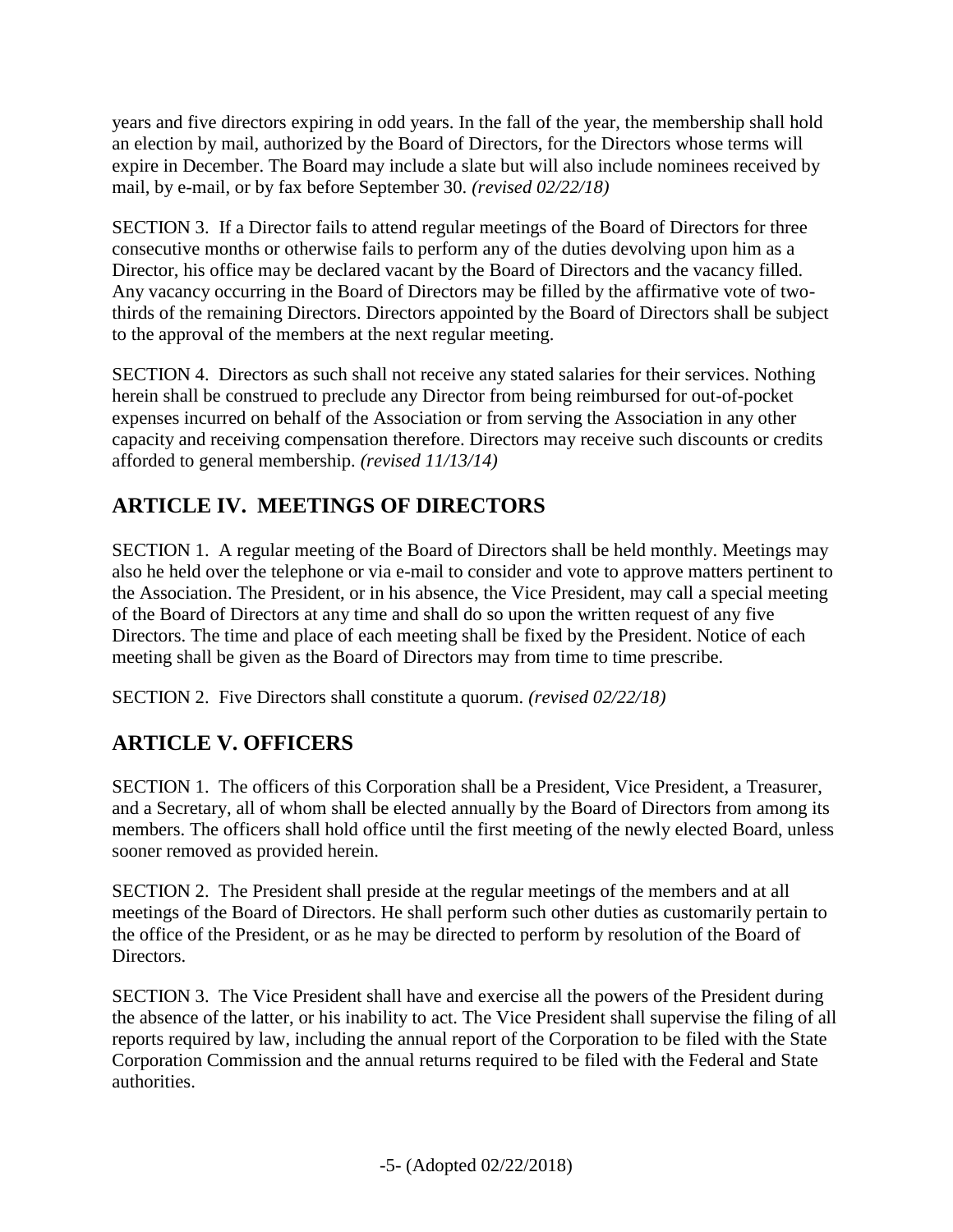years and five directors expiring in odd years. In the fall of the year, the membership shall hold an election by mail, authorized by the Board of Directors, for the Directors whose terms will expire in December. The Board may include a slate but will also include nominees received by mail, by e-mail, or by fax before September 30. *(revised 02/22/18)*

SECTION 3. If a Director fails to attend regular meetings of the Board of Directors for three consecutive months or otherwise fails to perform any of the duties devolving upon him as a Director, his office may be declared vacant by the Board of Directors and the vacancy filled. Any vacancy occurring in the Board of Directors may be filled by the affirmative vote of two-thirds of the remaining Directors. Directors appointed by the Board of Directors shall be subject to the approval of the members at the next regular meeting.

SECTION 4. Directors as such shall not receive any stated salaries for their services. Nothing herein shall be construed to preclude any Director from being reimbursed for out-of-pocket expenses incurred on behalf of the Association or from serving the Association in any other capacity and receiving compensation therefore. Directors may receive such discounts or credits afforded to general membership. *(revised 11/13/14)*

## ARTICLE IV. MEETINGS OF DIRECTORS

SECTION 1. A regular meeting of the Board of Directors shall be held monthly. Meetings may also he held over the telephone or via e-mail to consider and vote to approve matters pertinent to the Association. The President, or in his absence, the Vice President, may call a special meeting of the Board of Directors at any time and shall do so upon the written request of any five Directors. The time and place of each meeting shall be fixed by the President. Notice of each meeting shall be given as the Board of Directors may from time to time prescribe.

SECTION 2. Five Directors shall constitute a quorum. *(revised 02/22/18)*

## ARTICLE V. OFFICERS

SECTION 1. The officers of this Corporation shall be a President, Vice President, a Treasurer, and a Secretary, all of whom shall be elected annually by the Board of Directors from among its members. The officers shall hold office until the first meeting of the newly elected Board, unless sooner removed as provided herein.

SECTION 2. The President shall preside at the regular meetings of the members and at all meetings of the Board of Directors. He shall perform such other duties as customarily pertain to the office of the President, or as he may be directed to perform by resolution of the Board of Directors.

SECTION 3. The Vice President shall have and exercise all the powers of the President during the absence of the latter, or his inability to act. The Vice President shall supervise the filing of all reports required by law, including the annual report of the Corporation to be filed with the State Corporation Commission and the annual returns required to be filed with the Federal and State authorities.

(Adopted 02/22/2018)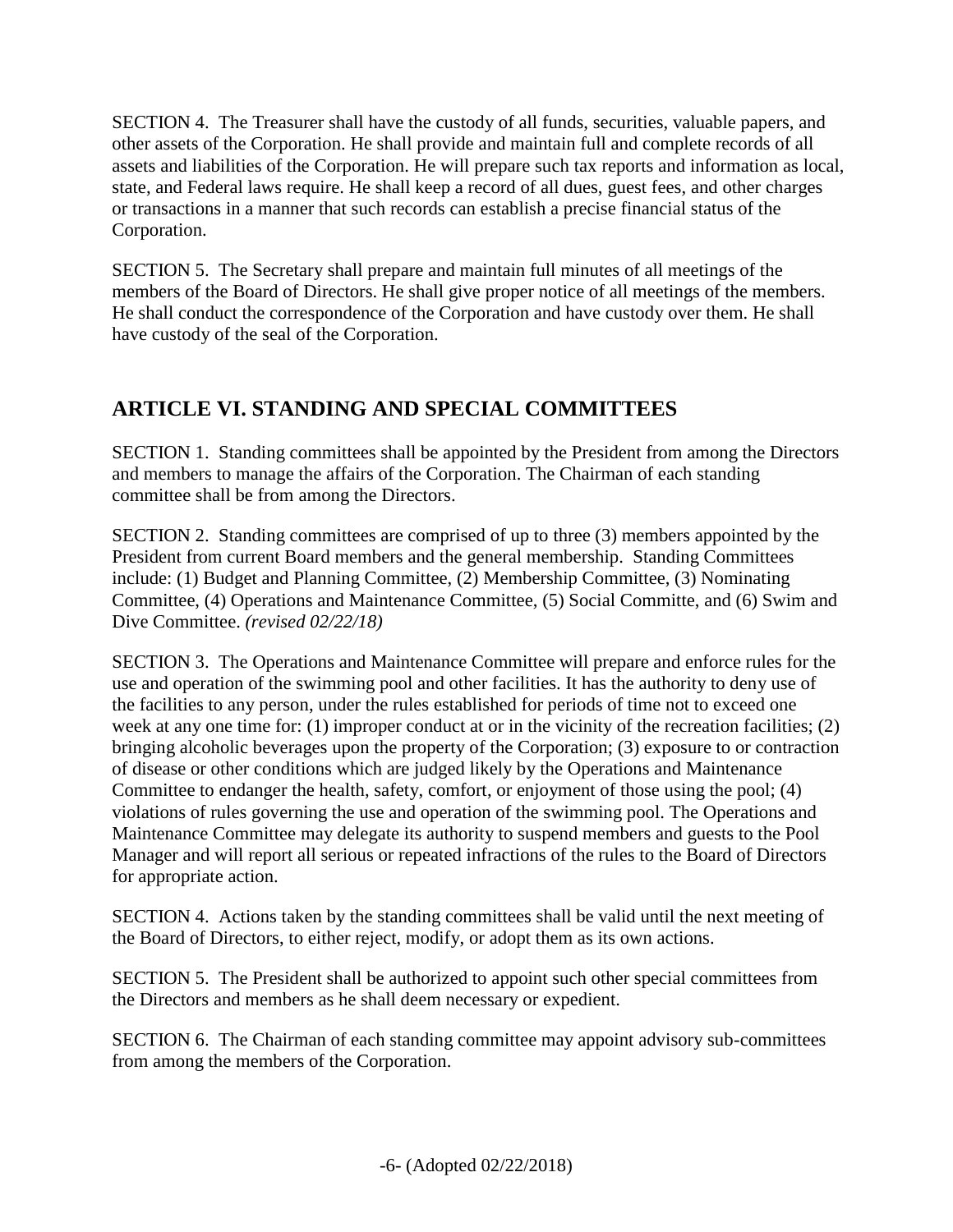SECTION 4. The Treasurer shall have the custody of all funds, securities, valuable papers, and other assets of the Corporation. He shall provide and maintain full and complete records of all assets and liabilities of the Corporation. He will prepare such tax reports and information as local, state, and Federal laws require. He shall keep a record of all dues, guest fees, and other charges or transactions in a manner that such records can establish a precise financial status of the Corporation.

SECTION 5. The Secretary shall prepare and maintain full minutes of all meetings of the members of the Board of Directors. He shall give proper notice of all meetings of the members. He shall conduct the correspondence of the Corporation and have custody over them. He shall have custody of the seal of the Corporation.

## ARTICLE VI. STANDING AND SPECIAL COMMITTEES

SECTION 1. Standing committees shall be appointed by the President from among the Directors and members to manage the affairs of the Corporation. The Chairman of each standing committee shall be from among the Directors.

SECTION 2. Standing committees are comprised of up to three (3) members appointed by the President from current Board members and the general membership. Standing Committees include: (1) Budget and Planning Committee, (2) Membership Committee, (3) Nominating Committee, (4) Operations and Maintenance Committee, (5) Social Committe, and (6) Swim and Dive Committee. *(revised 02/22/18)*

SECTION 3. The Operations and Maintenance Committee will prepare and enforce rules for the use and operation of the swimming pool and other facilities. It has the authority to deny use of the facilities to any person, under the rules established for periods of time not to exceed one week at any one time for: (1) improper conduct at or in the vicinity of the recreation facilities; (2) bringing alcoholic beverages upon the property of the Corporation; (3) exposure to or contraction of disease or other conditions which are judged likely by the Operations and Maintenance Committee to endanger the health, safety, comfort, or enjoyment of those using the pool; (4) violations of rules governing the use and operation of the swimming pool. The Operations and Maintenance Committee may delegate its authority to suspend members and guests to the Pool Manager and will report all serious or repeated infractions of the rules to the Board of Directors for appropriate action.

SECTION 4. Actions taken by the standing committees shall be valid until the next meeting of the Board of Directors, to either reject, modify, or adopt them as its own actions.

SECTION 5. The President shall be authorized to appoint such other special committees from the Directors and members as he shall deem necessary or expedient.

SECTION 6. The Chairman of each standing committee may appoint advisory sub-committees from among the members of the Corporation.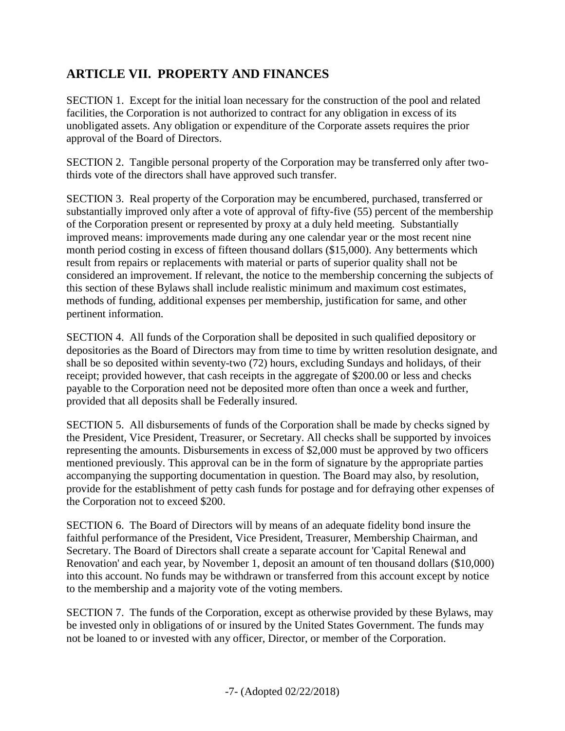## ARTICLE VII. PROPERTY AND FINANCES

SECTION 1. Except for the initial loan necessary for the construction of the pool and related facilities, the Corporation is not authorized to contract for any obligation in excess of its unobligated assets. Any obligation or expenditure of the Corporate assets requires the prior approval of the Board of Directors.

SECTION 2. Tangible personal property of the Corporation may be transferred only after two-thirds vote of the directors shall have approved such transfer.

SECTION 3. Real property of the Corporation may be encumbered, purchased, transferred or substantially improved only after a vote of approval of fifty-five (55) percent of the membership of the Corporation present or represented by proxy at a duly held meeting. Substantially improved means: improvements made during any one calendar year or the most recent nine month period costing in excess of fifteen thousand dollars ($15,000). Any betterments which result from repairs or replacements with material or parts of superior quality shall not be considered an improvement. If relevant, the notice to the membership concerning the subjects of this section of these Bylaws shall include realistic minimum and maximum cost estimates, methods of funding, additional expenses per membership, justification for same, and other pertinent information.

SECTION 4. All funds of the Corporation shall be deposited in such qualified depository or depositories as the Board of Directors may from time to time by written resolution designate, and shall be so deposited within seventy-two (72) hours, excluding Sundays and holidays, of their receipt; provided however, that cash receipts in the aggregate of $200.00 or less and checks payable to the Corporation need not be deposited more often than once a week and further, provided that all deposits shall be Federally insured.

SECTION 5. All disbursements of funds of the Corporation shall be made by checks signed by the President, Vice President, Treasurer, or Secretary. All checks shall be supported by invoices representing the amounts. Disbursements in excess of $2,000 must be approved by two officers mentioned previously. This approval can be in the form of signature by the appropriate parties accompanying the supporting documentation in question. The Board may also, by resolution, provide for the establishment of petty cash funds for postage and for defraying other expenses of the Corporation not to exceed $200.

SECTION 6. The Board of Directors will by means of an adequate fidelity bond insure the faithful performance of the President, Vice President, Treasurer, Membership Chairman, and Secretary. The Board of Directors shall create a separate account for 'Capital Renewal and Renovation' and each year, by November 1, deposit an amount of ten thousand dollars ($10,000) into this account. No funds may be withdrawn or transferred from this account except by notice to the membership and a majority vote of the voting members.

SECTION 7. The funds of the Corporation, except as otherwise provided by these Bylaws, may be invested only in obligations of or insured by the United States Government. The funds may not be loaned to or invested with any officer, Director, or member of the Corporation.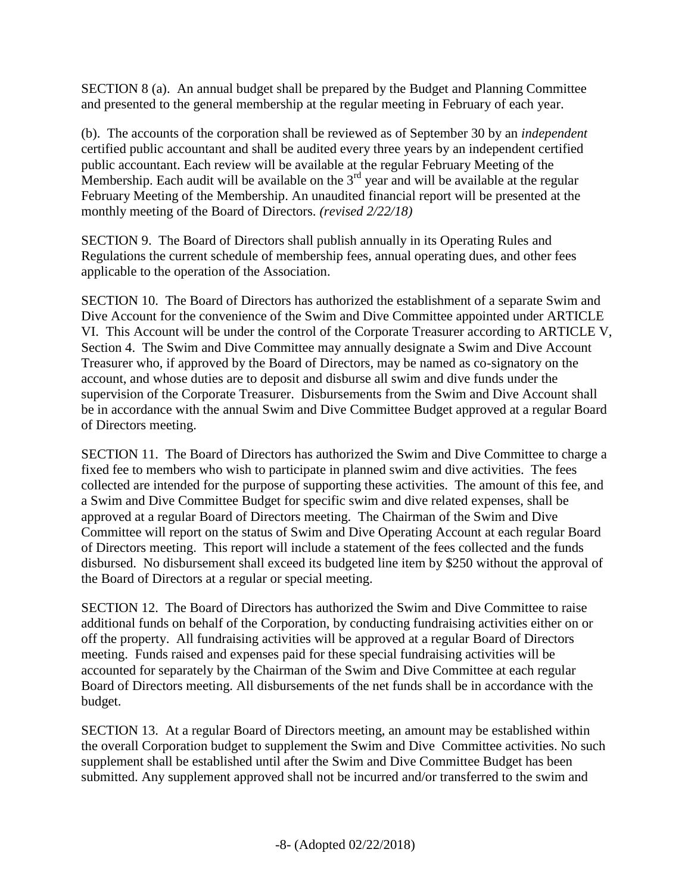SECTION 8 (a). An annual budget shall be prepared by the Budget and Planning Committee and presented to the general membership at the regular meeting in February of each year.

(b). The accounts of the corporation shall be reviewed as of September 30 by an *independent* certified public accountant and shall be audited every three years by an independent certified public accountant. Each review will be available at the regular February Meeting of the Membership. Each audit will be available on the 3rd year and will be available at the regular February Meeting of the Membership. An unaudited financial report will be presented at the monthly meeting of the Board of Directors. *(revised 2/22/18)*

SECTION 9. The Board of Directors shall publish annually in its Operating Rules and Regulations the current schedule of membership fees, annual operating dues, and other fees applicable to the operation of the Association.

SECTION 10. The Board of Directors has authorized the establishment of a separate Swim and Dive Account for the convenience of the Swim and Dive Committee appointed under ARTICLE VI. This Account will be under the control of the Corporate Treasurer according to ARTICLE V, Section 4. The Swim and Dive Committee may annually designate a Swim and Dive Account Treasurer who, if approved by the Board of Directors, may be named as co-signatory on the account, and whose duties are to deposit and disburse all swim and dive funds under the supervision of the Corporate Treasurer. Disbursements from the Swim and Dive Account shall be in accordance with the annual Swim and Dive Committee Budget approved at a regular Board of Directors meeting.

SECTION 11. The Board of Directors has authorized the Swim and Dive Committee to charge a fixed fee to members who wish to participate in planned swim and dive activities. The fees collected are intended for the purpose of supporting these activities. The amount of this fee, and a Swim and Dive Committee Budget for specific swim and dive related expenses, shall be approved at a regular Board of Directors meeting. The Chairman of the Swim and Dive Committee will report on the status of Swim and Dive Operating Account at each regular Board of Directors meeting. This report will include a statement of the fees collected and the funds disbursed. No disbursement shall exceed its budgeted line item by $250 without the approval of the Board of Directors at a regular or special meeting.

SECTION 12. The Board of Directors has authorized the Swim and Dive Committee to raise additional funds on behalf of the Corporation, by conducting fundraising activities either on or off the property. All fundraising activities will be approved at a regular Board of Directors meeting. Funds raised and expenses paid for these special fundraising activities will be accounted for separately by the Chairman of the Swim and Dive Committee at each regular Board of Directors meeting. All disbursements of the net funds shall be in accordance with the budget.

SECTION 13. At a regular Board of Directors meeting, an amount may be established within the overall Corporation budget to supplement the Swim and Dive Committee activities. No such supplement shall be established until after the Swim and Dive Committee Budget has been submitted. Any supplement approved shall not be incurred and/or transferred to the swim and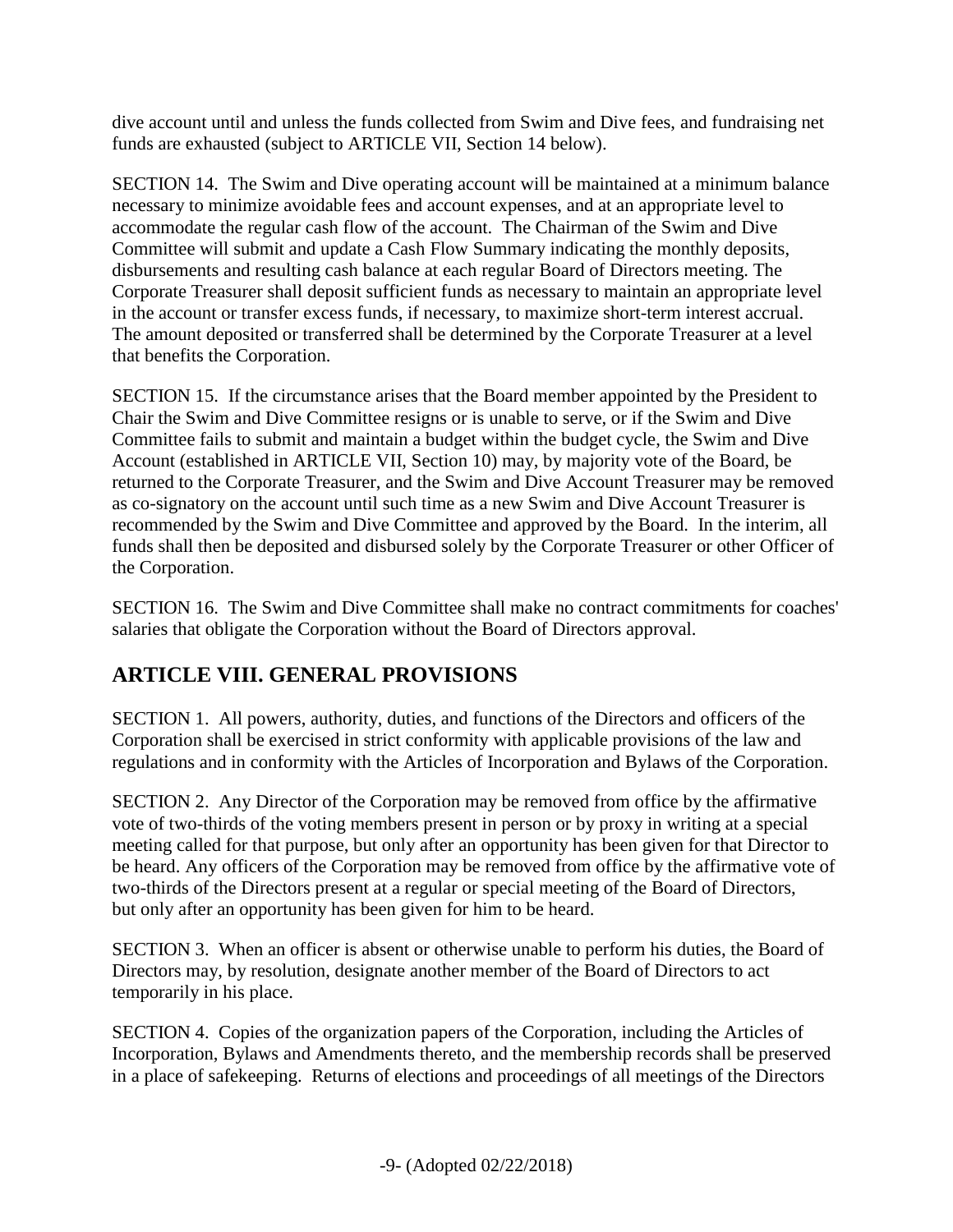dive account until and unless the funds collected from Swim and Dive fees, and fundraising net funds are exhausted (subject to ARTICLE VII, Section 14 below).

SECTION 14. The Swim and Dive operating account will be maintained at a minimum balance necessary to minimize avoidable fees and account expenses, and at an appropriate level to accommodate the regular cash flow of the account. The Chairman of the Swim and Dive Committee will submit and update a Cash Flow Summary indicating the monthly deposits, disbursements and resulting cash balance at each regular Board of Directors meeting. The Corporate Treasurer shall deposit sufficient funds as necessary to maintain an appropriate level in the account or transfer excess funds, if necessary, to maximize short-term interest accrual. The amount deposited or transferred shall be determined by the Corporate Treasurer at a level that benefits the Corporation.

SECTION 15. If the circumstance arises that the Board member appointed by the President to Chair the Swim and Dive Committee resigns or is unable to serve, or if the Swim and Dive Committee fails to submit and maintain a budget within the budget cycle, the Swim and Dive Account (established in ARTICLE VII, Section 10) may, by majority vote of the Board, be returned to the Corporate Treasurer, and the Swim and Dive Account Treasurer may be removed as co-signatory on the account until such time as a new Swim and Dive Account Treasurer is recommended by the Swim and Dive Committee and approved by the Board. In the interim, all funds shall then be deposited and disbursed solely by the Corporate Treasurer or other Officer of the Corporation.

SECTION 16. The Swim and Dive Committee shall make no contract commitments for coaches' salaries that obligate the Corporation without the Board of Directors approval.

## ARTICLE VIII. GENERAL PROVISIONS

SECTION 1. All powers, authority, duties, and functions of the Directors and officers of the Corporation shall be exercised in strict conformity with applicable provisions of the law and regulations and in conformity with the Articles of Incorporation and Bylaws of the Corporation.

SECTION 2. Any Director of the Corporation may be removed from office by the affirmative vote of two-thirds of the voting members present in person or by proxy in writing at a special meeting called for that purpose, but only after an opportunity has been given for that Director to be heard. Any officers of the Corporation may be removed from office by the affirmative vote of two-thirds of the Directors present at a regular or special meeting of the Board of Directors, but only after an opportunity has been given for him to be heard.

SECTION 3. When an officer is absent or otherwise unable to perform his duties, the Board of Directors may, by resolution, designate another member of the Board of Directors to act temporarily in his place.

SECTION 4. Copies of the organization papers of the Corporation, including the Articles of Incorporation, Bylaws and Amendments thereto, and the membership records shall be preserved in a place of safekeeping. Returns of elections and proceedings of all meetings of the Directors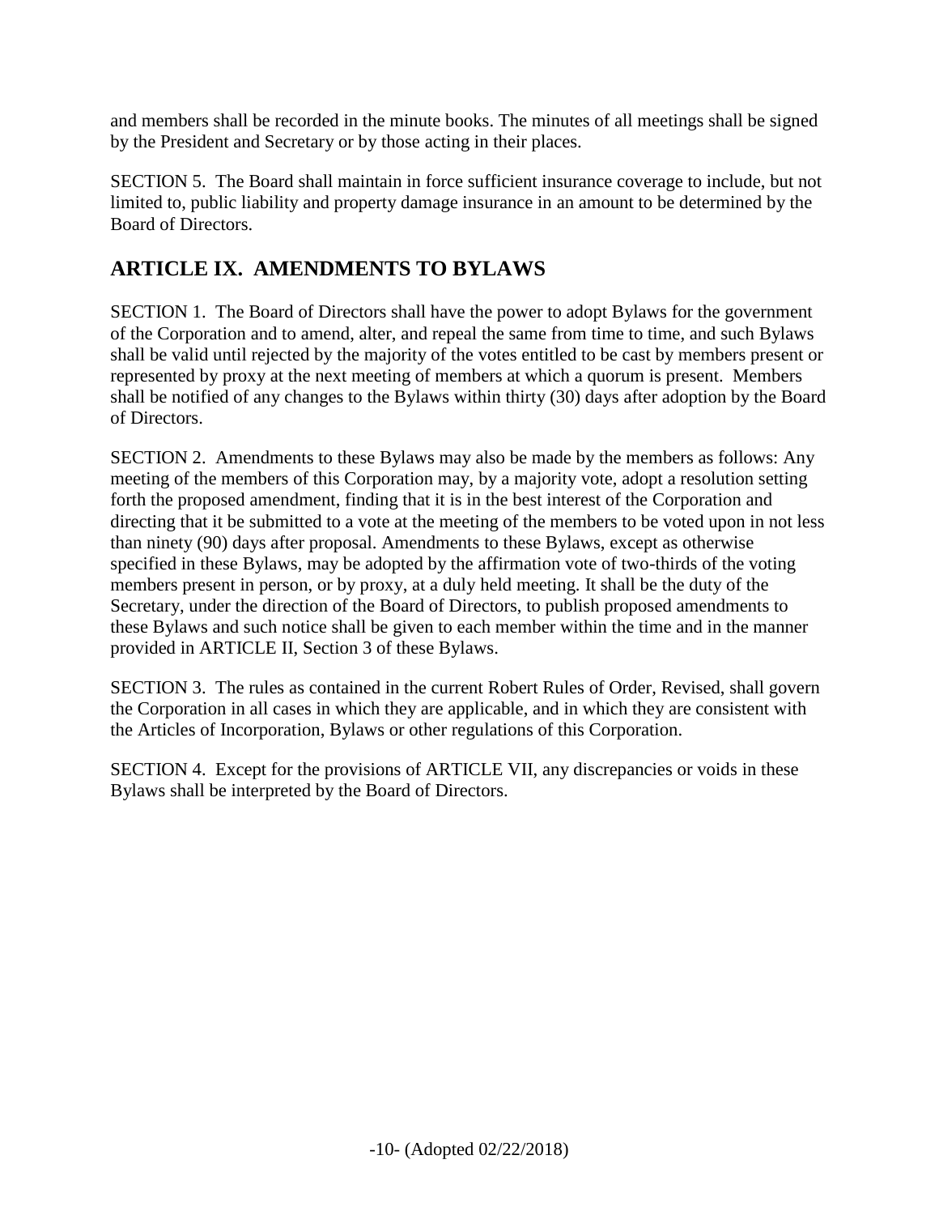and members shall be recorded in the minute books. The minutes of all meetings shall be signed by the President and Secretary or by those acting in their places.

SECTION 5. The Board shall maintain in force sufficient insurance coverage to include, but not limited to, public liability and property damage insurance in an amount to be determined by the Board of Directors.

## ARTICLE IX. AMENDMENTS TO BYLAWS

SECTION 1. The Board of Directors shall have the power to adopt Bylaws for the government of the Corporation and to amend, alter, and repeal the same from time to time, and such Bylaws shall be valid until rejected by the majority of the votes entitled to be cast by members present or represented by proxy at the next meeting of members at which a quorum is present. Members shall be notified of any changes to the Bylaws within thirty (30) days after adoption by the Board of Directors.

SECTION 2. Amendments to these Bylaws may also be made by the members as follows: Any meeting of the members of this Corporation may, by a majority vote, adopt a resolution setting forth the proposed amendment, finding that it is in the best interest of the Corporation and directing that it be submitted to a vote at the meeting of the members to be voted upon in not less than ninety (90) days after proposal. Amendments to these Bylaws, except as otherwise specified in these Bylaws, may be adopted by the affirmation vote of two-thirds of the voting members present in person, or by proxy, at a duly held meeting. It shall be the duty of the Secretary, under the direction of the Board of Directors, to publish proposed amendments to these Bylaws and such notice shall be given to each member within the time and in the manner provided in ARTICLE II, Section 3 of these Bylaws.

SECTION 3. The rules as contained in the current Robert Rules of Order, Revised, shall govern the Corporation in all cases in which they are applicable, and in which they are consistent with the Articles of Incorporation, Bylaws or other regulations of this Corporation.

SECTION 4. Except for the provisions of ARTICLE VII, any discrepancies or voids in these Bylaws shall be interpreted by the Board of Directors.